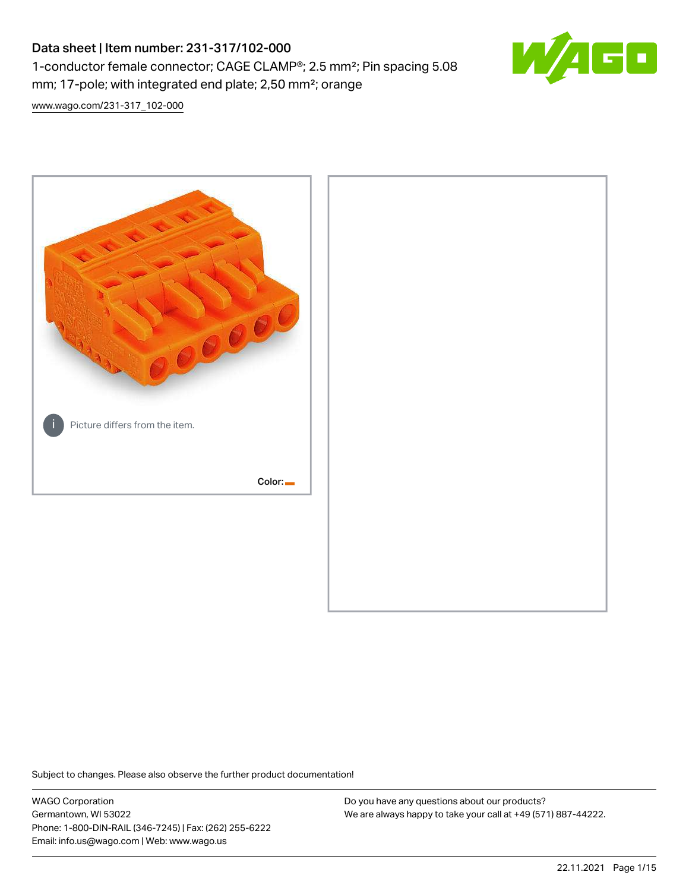# Data sheet | Item number: 231-317/102-000

1-conductor female connector; CAGE CLAMP®; 2.5 mm²; Pin spacing 5.08 mm; 17-pole; with integrated end plate; 2,50 mm²; orange

www.wago.com/231-317_102-000

Picture differs from the item.

Color:

Subject to changes. Please also observe the further product documentation!

WAGO Corporation
Germantown, WI 53022
Phone: 1-800-DIN-RAIL (346-7245) | Fax: (262) 255-6222
Email: info.us@wago.com | Web: www.wago.us

Do you have any questions about our products?
We are always happy to take your call at +49 (571) 887-44222.

22.11.2021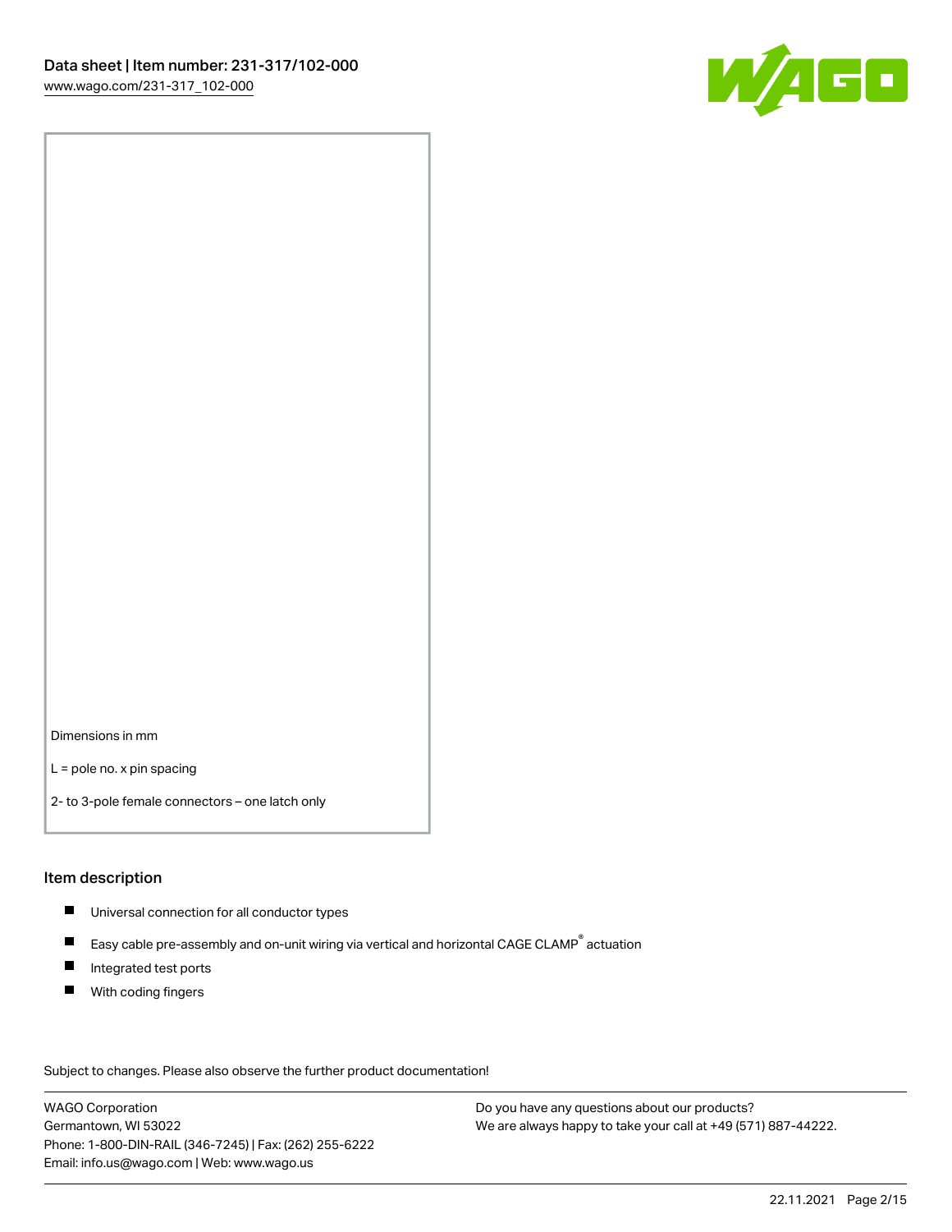Dimensions in mm

L = pole no. x pin spacing

2- to 3-pole female connectors – one latch only

## Item description

- Universal connection for all conductor types
- Easy cable pre-assembly and on-unit wiring via vertical and horizontal CAGE CLAMP® actuation
- Integrated test ports
- With coding fingers

Subject to changes. Please also observe the further product documentation!

WAGO Corporation
Germantown, WI 53022
Phone: 1-800-DIN-RAIL (346-7245) | Fax: (262) 255-6222
Email: info.us@wago.com | Web: www.wago.us

Do you have any questions about our products?
We are always happy to take your call at +49 (571) 887-44222.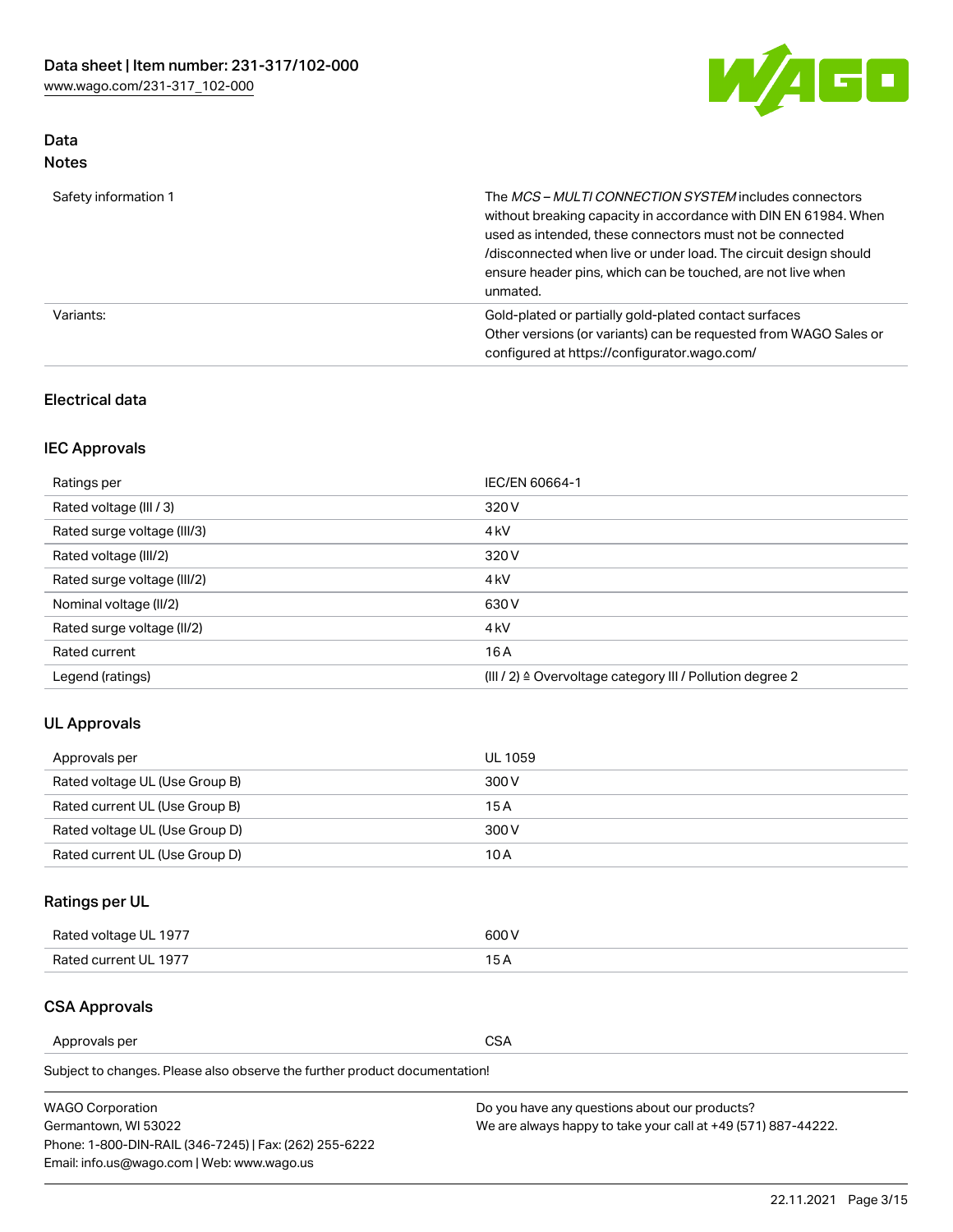## Data

### Notes

| | |
|---|---|
| Safety information 1 | The *MCS – MULTI CONNECTION SYSTEM* includes connectors without breaking capacity in accordance with DIN EN 61984. When used as intended, these connectors must not be connected /disconnected when live or under load. The circuit design should ensure header pins, which can be touched, are not live when unmated. |
| Variants: | Gold-plated or partially gold-plated contact surfaces<br>Other versions (or variants) can be requested from WAGO Sales or configured at https://configurator.wago.com/ |

## Electrical data

### IEC Approvals

| | |
|---|---|
| Ratings per | IEC/EN 60664-1 |
| Rated voltage (III / 3) | 320 V |
| Rated surge voltage (III/3) | 4 kV |
| Rated voltage (III/2) | 320 V |
| Rated surge voltage (III/2) | 4 kV |
| Nominal voltage (II/2) | 630 V |
| Rated surge voltage (II/2) | 4 kV |
| Rated current | 16 A |
| Legend (ratings) | (III / 2) ≙ Overvoltage category III / Pollution degree 2 |

### UL Approvals

| | |
|---|---|
| Approvals per | UL 1059 |
| Rated voltage UL (Use Group B) | 300 V |
| Rated current UL (Use Group B) | 15 A |
| Rated voltage UL (Use Group D) | 300 V |
| Rated current UL (Use Group D) | 10 A |

### Ratings per UL

| | |
|---|---|
| Rated voltage UL 1977 | 600 V |
| Rated current UL 1977 | 15 A |

### CSA Approvals

| | |
|---|---|
| Approvals per | CSA |

Subject to changes. Please also observe the further product documentation!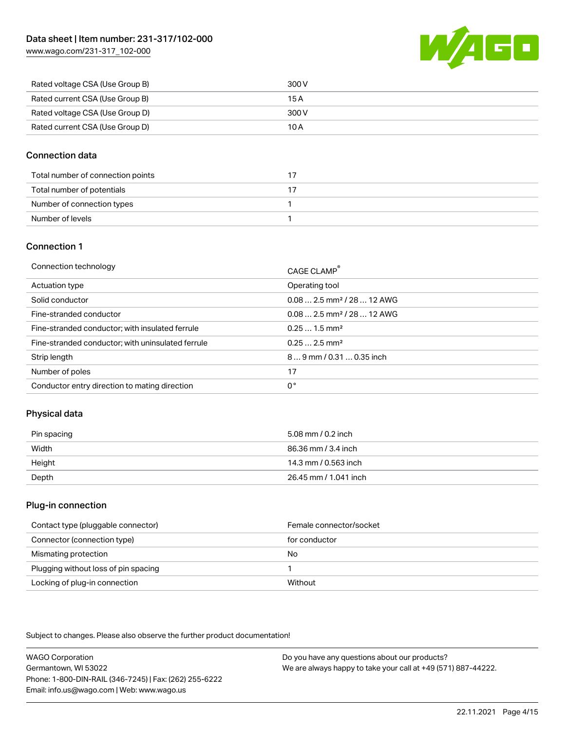| | |
|---|---|
| Rated voltage CSA (Use Group B) | 300 V |
| Rated current CSA (Use Group B) | 15 A |
| Rated voltage CSA (Use Group D) | 300 V |
| Rated current CSA (Use Group D) | 10 A |

## Connection data

| | |
|---|---|
| Total number of connection points | 17 |
| Total number of potentials | 17 |
| Number of connection types | 1 |
| Number of levels | 1 |

## Connection 1

| | |
|---|---|
| Connection technology | CAGE CLAMP® |
| Actuation type | Operating tool |
| Solid conductor | 0.08 … 2.5 mm² / 28 … 12 AWG |
| Fine-stranded conductor | 0.08 … 2.5 mm² / 28 … 12 AWG |
| Fine-stranded conductor; with insulated ferrule | 0.25 … 1.5 mm² |
| Fine-stranded conductor; with uninsulated ferrule | 0.25 … 2.5 mm² |
| Strip length | 8 … 9 mm / 0.31 … 0.35 inch |
| Number of poles | 17 |
| Conductor entry direction to mating direction | 0 ° |

## Physical data

| | |
|---|---|
| Pin spacing | 5.08 mm / 0.2 inch |
| Width | 86.36 mm / 3.4 inch |
| Height | 14.3 mm / 0.563 inch |
| Depth | 26.45 mm / 1.041 inch |

## Plug-in connection

| | |
|---|---|
| Contact type (pluggable connector) | Female connector/socket |
| Connector (connection type) | for conductor |
| Mismating protection | No |
| Plugging without loss of pin spacing | 1 |
| Locking of plug-in connection | Without |

Subject to changes. Please also observe the further product documentation!

WAGO Corporation
Germantown, WI 53022
Phone: 1-800-DIN-RAIL (346-7245) | Fax: (262) 255-6222
Email: info.us@wago.com | Web: www.wago.us

Do you have any questions about our products?
We are always happy to take your call at +49 (571) 887-44222.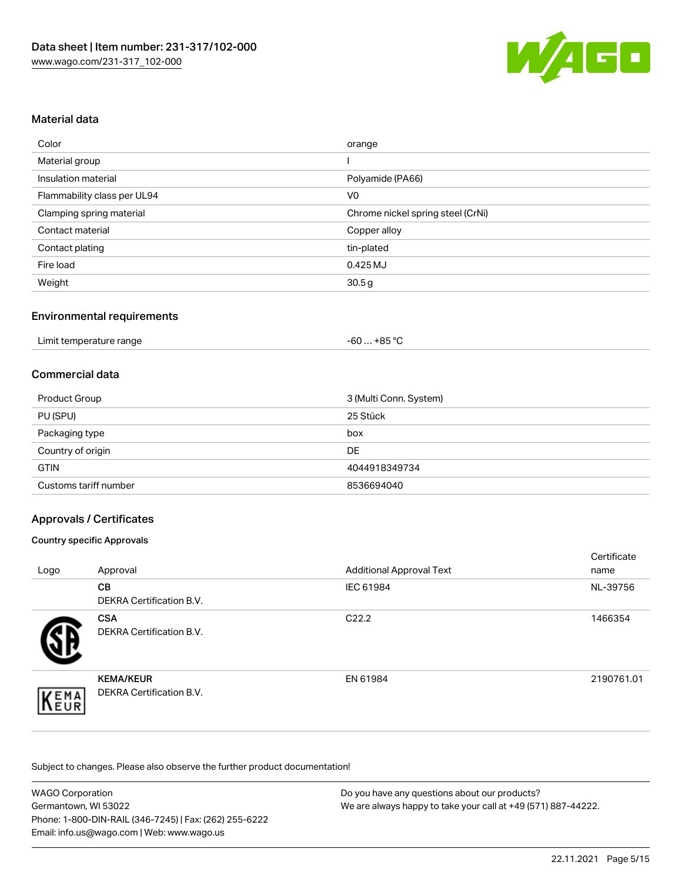## Material data

| | |
|---|---|
| Color | orange |
| Material group | I |
| Insulation material | Polyamide (PA66) |
| Flammability class per UL94 | V0 |
| Clamping spring material | Chrome nickel spring steel (CrNi) |
| Contact material | Copper alloy |
| Contact plating | tin-plated |
| Fire load | 0.425 MJ |
| Weight | 30.5 g |

## Environmental requirements

| | |
|---|---|
| Limit temperature range | -60 … +85 °C |

## Commercial data

| | |
|---|---|
| Product Group | 3 (Multi Conn. System) |
| PU (SPU) | 25 Stück |
| Packaging type | box |
| Country of origin | DE |
| GTIN | 4044918349734 |
| Customs tariff number | 8536694040 |

## Approvals / Certificates

### Country specific Approvals

| Logo | Approval | Additional Approval Text | Certificate name |
|---|---|---|---|
| | **CB** DEKRA Certification B.V. | IEC 61984 | NL-39756 |
| | **CSA** DEKRA Certification B.V. | C22.2 | 1466354 |
| | **KEMA/KEUR** DEKRA Certification B.V. | EN 61984 | 2190761.01 |

Subject to changes. Please also observe the further product documentation!

WAGO Corporation
Germantown, WI 53022
Phone: 1-800-DIN-RAIL (346-7245) | Fax: (262) 255-6222
Email: info.us@wago.com | Web: www.wago.us

Do you have any questions about our products?
We are always happy to take your call at +49 (571) 887-44222.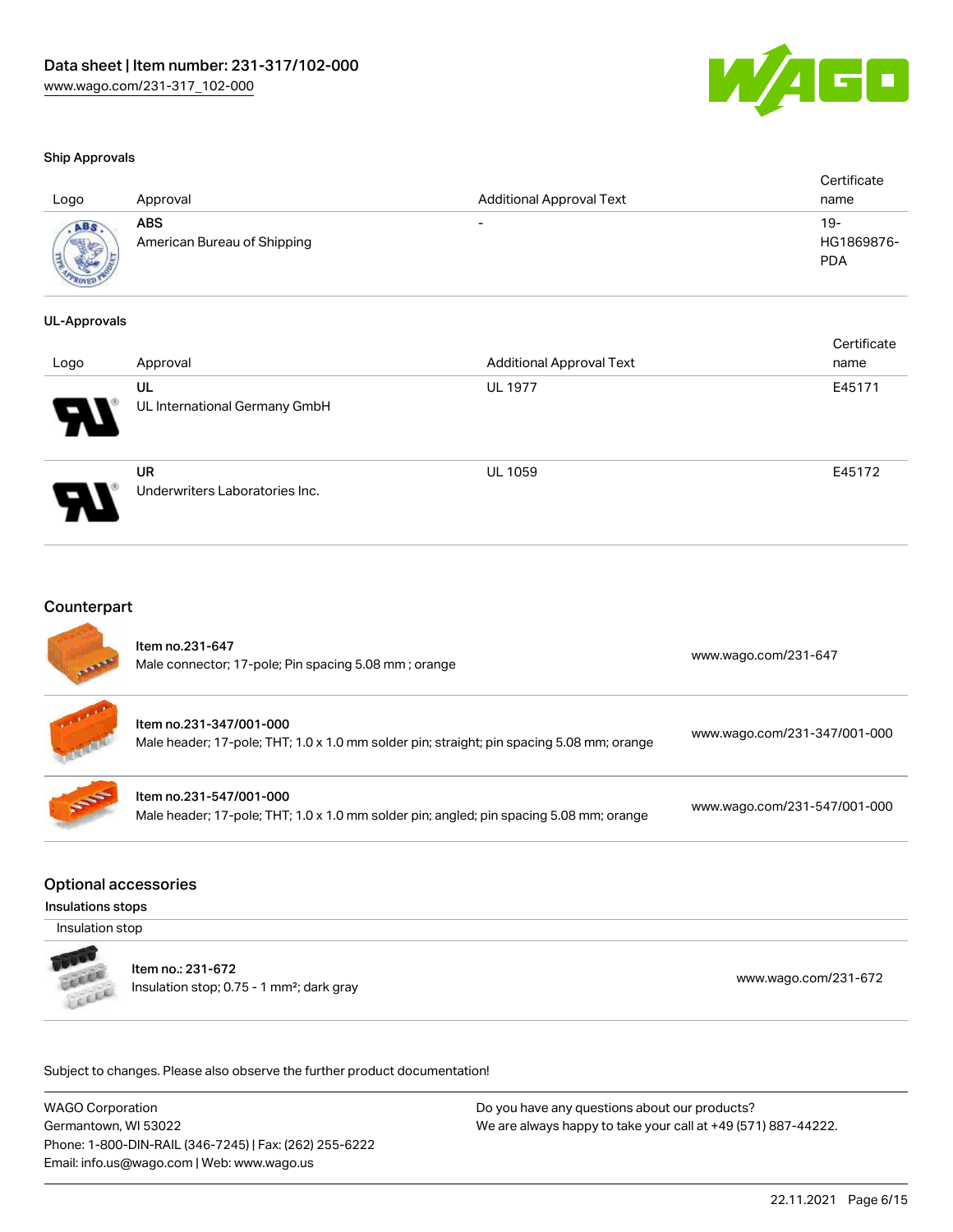### Ship Approvals

| Logo | Approval | Additional Approval Text | Certificate name |
|---|---|---|---|
| | **ABS** American Bureau of Shipping | - | 19-HG1869876-PDA |

### UL-Approvals

| Logo | Approval | Additional Approval Text | Certificate name |
|---|---|---|---|
| | **UL** UL International Germany GmbH | UL 1977 | E45171 |
| | **UR** Underwriters Laboratories Inc. | UL 1059 | E45172 |

## Counterpart

| | | |
|---|---|---|
| | Item no.231-647<br>Male connector; 17-pole; Pin spacing 5.08 mm ; orange | www.wago.com/231-647 |
| | Item no.231-347/001-000<br>Male header; 17-pole; THT; 1.0 x 1.0 mm solder pin; straight; pin spacing 5.08 mm; orange | www.wago.com/231-347/001-000 |
| | Item no.231-547/001-000<br>Male header; 17-pole; THT; 1.0 x 1.0 mm solder pin; angled; pin spacing 5.08 mm; orange | www.wago.com/231-547/001-000 |

## Optional accessories

### Insulations stops

Insulation stop

| | | |
|---|---|---|
| | Item no.: 231-672<br>Insulation stop; 0.75 - 1 mm²; dark gray | www.wago.com/231-672 |

Subject to changes. Please also observe the further product documentation!

WAGO Corporation
Germantown, WI 53022
Phone: 1-800-DIN-RAIL (346-7245) | Fax: (262) 255-6222
Email: info.us@wago.com | Web: www.wago.us

Do you have any questions about our products?
We are always happy to take your call at +49 (571) 887-44222.

22.11.2021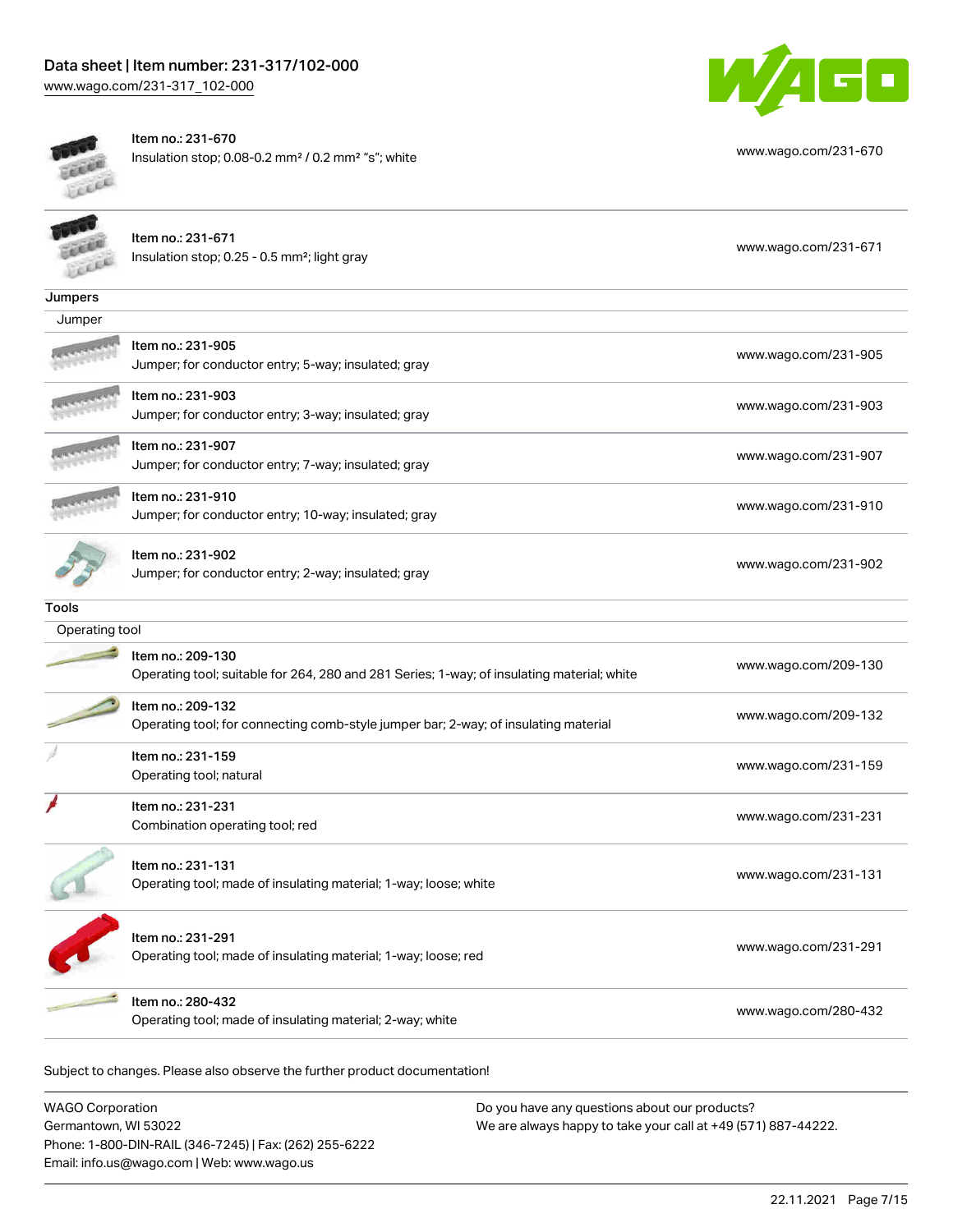| | | |
|---|---|---|
| | Item no.: 231-670<br>Insulation stop; 0.08-0.2 mm² / 0.2 mm² "s"; white | www.wago.com/231-670 |
| | Item no.: 231-671<br>Insulation stop; 0.25 - 0.5 mm²; light gray | www.wago.com/231-671 |

## Jumpers

### Jumper

| | | |
|---|---|---|
| | Item no.: 231-905<br>Jumper; for conductor entry; 5-way; insulated; gray | www.wago.com/231-905 |
| | Item no.: 231-903<br>Jumper; for conductor entry; 3-way; insulated; gray | www.wago.com/231-903 |
| | Item no.: 231-907<br>Jumper; for conductor entry; 7-way; insulated; gray | www.wago.com/231-907 |
| | Item no.: 231-910<br>Jumper; for conductor entry; 10-way; insulated; gray | www.wago.com/231-910 |
| | Item no.: 231-902<br>Jumper; for conductor entry; 2-way; insulated; gray | www.wago.com/231-902 |

## Tools

### Operating tool

| | | |
|---|---|---|
| | Item no.: 209-130<br>Operating tool; suitable for 264, 280 and 281 Series; 1-way; of insulating material; white | www.wago.com/209-130 |
| | Item no.: 209-132<br>Operating tool; for connecting comb-style jumper bar; 2-way; of insulating material | www.wago.com/209-132 |
| | Item no.: 231-159<br>Operating tool; natural | www.wago.com/231-159 |
| | Item no.: 231-231<br>Combination operating tool; red | www.wago.com/231-231 |
| | Item no.: 231-131<br>Operating tool; made of insulating material; 1-way; loose; white | www.wago.com/231-131 |
| | Item no.: 231-291<br>Operating tool; made of insulating material; 1-way; loose; red | www.wago.com/231-291 |
| | Item no.: 280-432<br>Operating tool; made of insulating material; 2-way; white | www.wago.com/280-432 |

Subject to changes. Please also observe the further product documentation!

WAGO Corporation
Germantown, WI 53022
Phone: 1-800-DIN-RAIL (346-7245) | Fax: (262) 255-6222
Email: info.us@wago.com | Web: www.wago.us

Do you have any questions about our products?
We are always happy to take your call at +49 (571) 887-44222.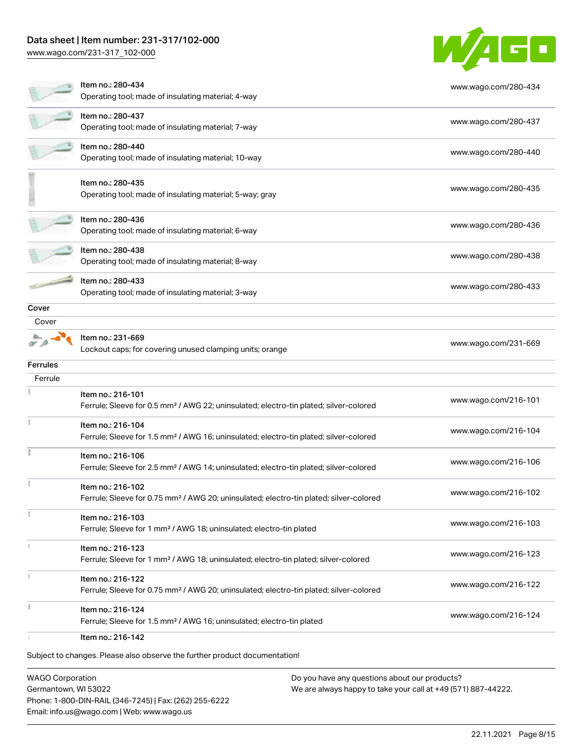| | | |
|---|---|---|
| | Item no.: 280-434<br>Operating tool; made of insulating material; 4-way | www.wago.com/280-434 |
| | Item no.: 280-437<br>Operating tool; made of insulating material; 7-way | www.wago.com/280-437 |
| | Item no.: 280-440<br>Operating tool; made of insulating material; 10-way | www.wago.com/280-440 |
| | Item no.: 280-435<br>Operating tool; made of insulating material; 5-way; gray | www.wago.com/280-435 |
| | Item no.: 280-436<br>Operating tool; made of insulating material; 6-way | www.wago.com/280-436 |
| | Item no.: 280-438<br>Operating tool; made of insulating material; 8-way | www.wago.com/280-438 |
| | Item no.: 280-433<br>Operating tool; made of insulating material; 3-way | www.wago.com/280-433 |

**Cover**

Cover

| | | |
|---|---|---|
| | Item no.: 231-669<br>Lockout caps; for covering unused clamping units; orange | www.wago.com/231-669 |

**Ferrules**

Ferrule

| | | |
|---|---|---|
| | Item no.: 216-101<br>Ferrule; Sleeve for 0.5 mm² / AWG 22; uninsulated; electro-tin plated; silver-colored | www.wago.com/216-101 |
| | Item no.: 216-104<br>Ferrule; Sleeve for 1.5 mm² / AWG 16; uninsulated; electro-tin plated; silver-colored | www.wago.com/216-104 |
| | Item no.: 216-106<br>Ferrule; Sleeve for 2.5 mm² / AWG 14; uninsulated; electro-tin plated; silver-colored | www.wago.com/216-106 |
| | Item no.: 216-102<br>Ferrule; Sleeve for 0.75 mm² / AWG 20; uninsulated; electro-tin plated; silver-colored | www.wago.com/216-102 |
| | Item no.: 216-103<br>Ferrule; Sleeve for 1 mm² / AWG 18; uninsulated; electro-tin plated | www.wago.com/216-103 |
| | Item no.: 216-123<br>Ferrule; Sleeve for 1 mm² / AWG 18; uninsulated; electro-tin plated; silver-colored | www.wago.com/216-123 |
| | Item no.: 216-122<br>Ferrule; Sleeve for 0.75 mm² / AWG 20; uninsulated; electro-tin plated; silver-colored | www.wago.com/216-122 |
| | Item no.: 216-124<br>Ferrule; Sleeve for 1.5 mm² / AWG 16; uninsulated; electro-tin plated | www.wago.com/216-124 |
| | Item no.: 216-142 | |

Subject to changes. Please also observe the further product documentation!

WAGO Corporation
Germantown, WI 53022
Phone: 1-800-DIN-RAIL (346-7245) | Fax: (262) 255-6222
Email: info.us@wago.com | Web: www.wago.us

Do you have any questions about our products?
We are always happy to take your call at +49 (571) 887-44222.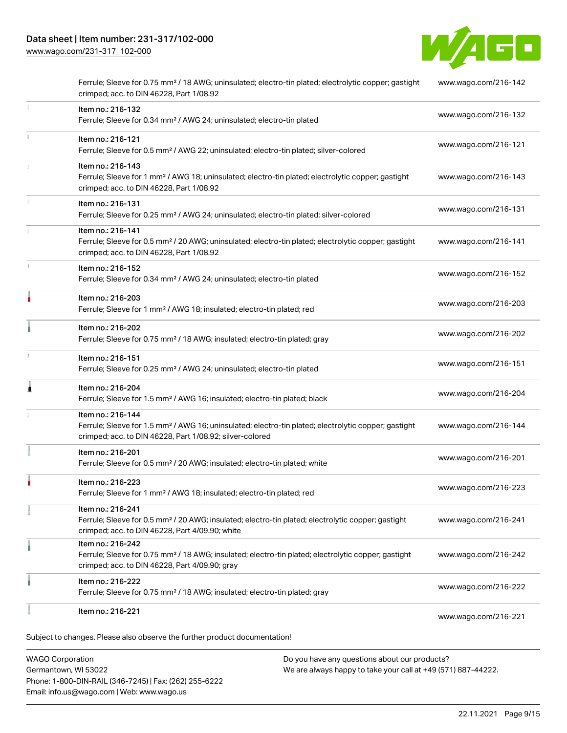| | | |
|---|---|---|
| | Ferrule; Sleeve for 0.75 mm² / 18 AWG; uninsulated; electro-tin plated; electrolytic copper; gastight crimped; acc. to DIN 46228, Part 1/08.92 | www.wago.com/216-142 |
| | Item no.: 216-132<br>Ferrule; Sleeve for 0.34 mm² / AWG 24; uninsulated; electro-tin plated | www.wago.com/216-132 |
| | Item no.: 216-121<br>Ferrule; Sleeve for 0.5 mm² / AWG 22; uninsulated; electro-tin plated; silver-colored | www.wago.com/216-121 |
| | Item no.: 216-143<br>Ferrule; Sleeve for 1 mm² / AWG 18; uninsulated; electro-tin plated; electrolytic copper; gastight crimped; acc. to DIN 46228, Part 1/08.92 | www.wago.com/216-143 |
| | Item no.: 216-131<br>Ferrule; Sleeve for 0.25 mm² / AWG 24; uninsulated; electro-tin plated; silver-colored | www.wago.com/216-131 |
| | Item no.: 216-141<br>Ferrule; Sleeve for 0.5 mm² / 20 AWG; uninsulated; electro-tin plated; electrolytic copper; gastight crimped; acc. to DIN 46228, Part 1/08.92 | www.wago.com/216-141 |
| | Item no.: 216-152<br>Ferrule; Sleeve for 0.34 mm² / AWG 24; uninsulated; electro-tin plated | www.wago.com/216-152 |
| | Item no.: 216-203<br>Ferrule; Sleeve for 1 mm² / AWG 18; insulated; electro-tin plated; red | www.wago.com/216-203 |
| | Item no.: 216-202<br>Ferrule; Sleeve for 0.75 mm² / 18 AWG; insulated; electro-tin plated; gray | www.wago.com/216-202 |
| | Item no.: 216-151<br>Ferrule; Sleeve for 0.25 mm² / AWG 24; uninsulated; electro-tin plated | www.wago.com/216-151 |
| | Item no.: 216-204<br>Ferrule; Sleeve for 1.5 mm² / AWG 16; insulated; electro-tin plated; black | www.wago.com/216-204 |
| | Item no.: 216-144<br>Ferrule; Sleeve for 1.5 mm² / AWG 16; uninsulated; electro-tin plated; electrolytic copper; gastight crimped; acc. to DIN 46228, Part 1/08.92; silver-colored | www.wago.com/216-144 |
| | Item no.: 216-201<br>Ferrule; Sleeve for 0.5 mm² / 20 AWG; insulated; electro-tin plated; white | www.wago.com/216-201 |
| | Item no.: 216-223<br>Ferrule; Sleeve for 1 mm² / AWG 18; insulated; electro-tin plated; red | www.wago.com/216-223 |
| | Item no.: 216-241<br>Ferrule; Sleeve for 0.5 mm² / 20 AWG; insulated; electro-tin plated; electrolytic copper; gastight crimped; acc. to DIN 46228, Part 4/09.90; white | www.wago.com/216-241 |
| | Item no.: 216-242<br>Ferrule; Sleeve for 0.75 mm² / 18 AWG; insulated; electro-tin plated; electrolytic copper; gastight crimped; acc. to DIN 46228, Part 4/09.90; gray | www.wago.com/216-242 |
| | Item no.: 216-222<br>Ferrule; Sleeve for 0.75 mm² / 18 AWG; insulated; electro-tin plated; gray | www.wago.com/216-222 |
| | Item no.: 216-221 | www.wago.com/216-221 |

Subject to changes. Please also observe the further product documentation!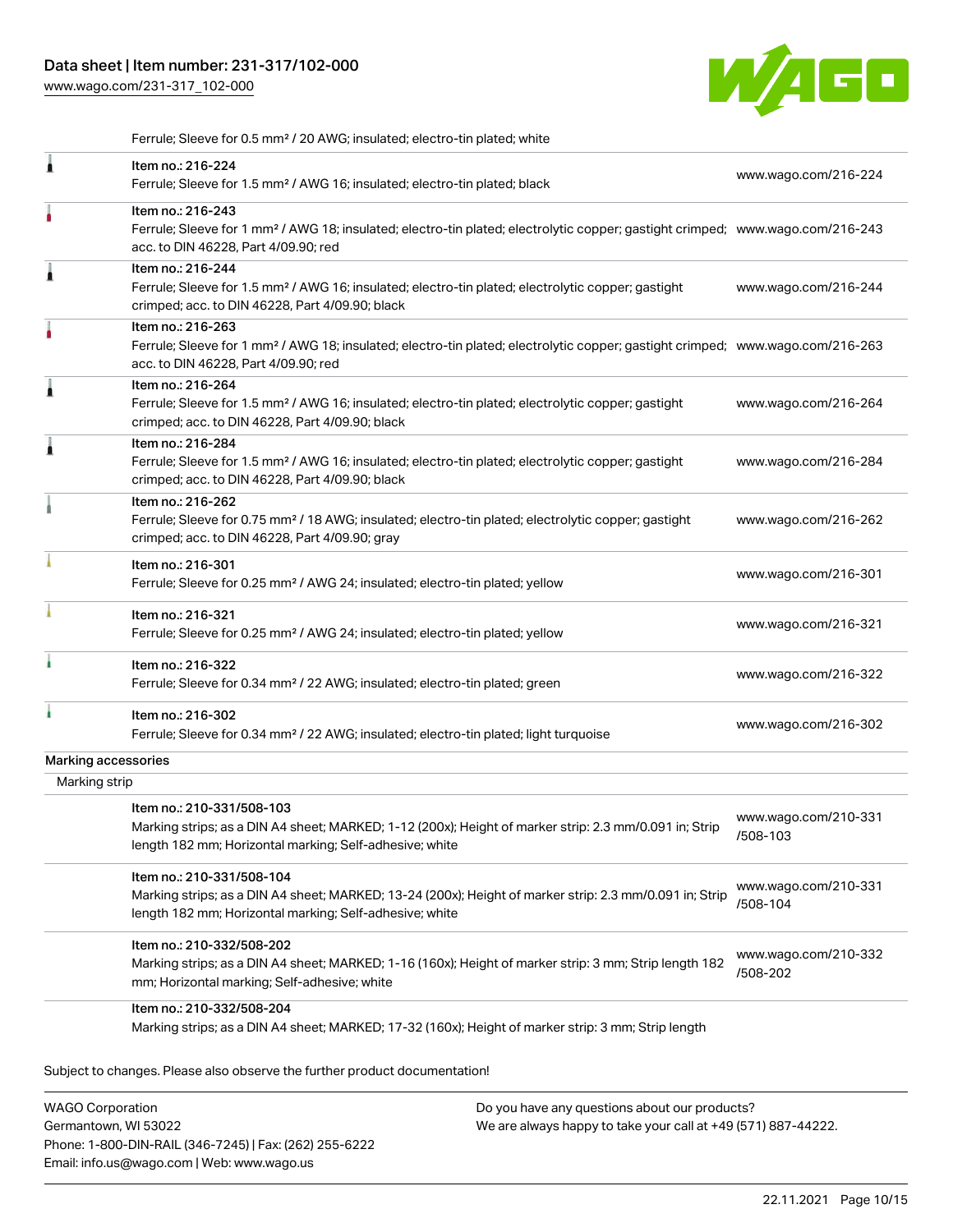Ferrule; Sleeve for 0.5 mm² / 20 AWG; insulated; electro-tin plated; white

| | | |
|---|---|---|
| | Item no.: 216-224<br>Ferrule; Sleeve for 1.5 mm² / AWG 16; insulated; electro-tin plated; black | www.wago.com/216-224 |
| | Item no.: 216-243<br>Ferrule; Sleeve for 1 mm² / AWG 18; insulated; electro-tin plated; electrolytic copper; gastight crimped; acc. to DIN 46228, Part 4/09.90; red | www.wago.com/216-243 |
| | Item no.: 216-244<br>Ferrule; Sleeve for 1.5 mm² / AWG 16; insulated; electro-tin plated; electrolytic copper; gastight crimped; acc. to DIN 46228, Part 4/09.90; black | www.wago.com/216-244 |
| | Item no.: 216-263<br>Ferrule; Sleeve for 1 mm² / AWG 18; insulated; electro-tin plated; electrolytic copper; gastight crimped; acc. to DIN 46228, Part 4/09.90; red | www.wago.com/216-263 |
| | Item no.: 216-264<br>Ferrule; Sleeve for 1.5 mm² / AWG 16; insulated; electro-tin plated; electrolytic copper; gastight crimped; acc. to DIN 46228, Part 4/09.90; black | www.wago.com/216-264 |
| | Item no.: 216-284<br>Ferrule; Sleeve for 1.5 mm² / AWG 16; insulated; electro-tin plated; electrolytic copper; gastight crimped; acc. to DIN 46228, Part 4/09.90; black | www.wago.com/216-284 |
| | Item no.: 216-262<br>Ferrule; Sleeve for 0.75 mm² / 18 AWG; insulated; electro-tin plated; electrolytic copper; gastight crimped; acc. to DIN 46228, Part 4/09.90; gray | www.wago.com/216-262 |
| | Item no.: 216-301<br>Ferrule; Sleeve for 0.25 mm² / AWG 24; insulated; electro-tin plated; yellow | www.wago.com/216-301 |
| | Item no.: 216-321<br>Ferrule; Sleeve for 0.25 mm² / AWG 24; insulated; electro-tin plated; yellow | www.wago.com/216-321 |
| | Item no.: 216-322<br>Ferrule; Sleeve for 0.34 mm² / 22 AWG; insulated; electro-tin plated; green | www.wago.com/216-322 |
| | Item no.: 216-302<br>Ferrule; Sleeve for 0.34 mm² / 22 AWG; insulated; electro-tin plated; light turquoise | www.wago.com/216-302 |

**Marking accessories**

Marking strip

| | | |
|---|---|---|
| | Item no.: 210-331/508-103<br>Marking strips; as a DIN A4 sheet; MARKED; 1-12 (200x); Height of marker strip: 2.3 mm/0.091 in; Strip length 182 mm; Horizontal marking; Self-adhesive; white | www.wago.com/210-331/508-103 |
| | Item no.: 210-331/508-104<br>Marking strips; as a DIN A4 sheet; MARKED; 13-24 (200x); Height of marker strip: 2.3 mm/0.091 in; Strip length 182 mm; Horizontal marking; Self-adhesive; white | www.wago.com/210-331/508-104 |
| | Item no.: 210-332/508-202<br>Marking strips; as a DIN A4 sheet; MARKED; 1-16 (160x); Height of marker strip: 3 mm; Strip length 182 mm; Horizontal marking; Self-adhesive; white | www.wago.com/210-332/508-202 |
| | Item no.: 210-332/508-204<br>Marking strips; as a DIN A4 sheet; MARKED; 17-32 (160x); Height of marker strip: 3 mm; Strip length | |

Subject to changes. Please also observe the further product documentation!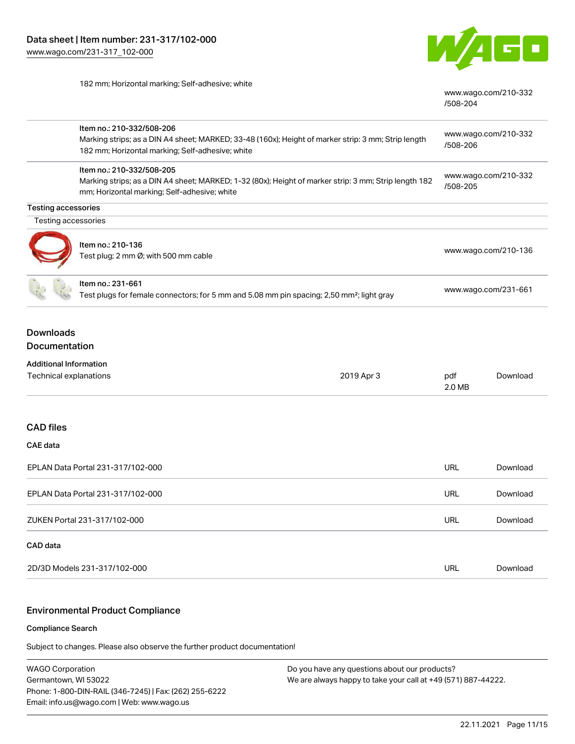182 mm; Horizontal marking; Self-adhesive; white | www.wago.com/210-332/508-204

| | | |
|---|---|---|
| | Item no.: 210-332/508-206<br>Marking strips; as a DIN A4 sheet; MARKED; 33-48 (160x); Height of marker strip: 3 mm; Strip length 182 mm; Horizontal marking; Self-adhesive; white | www.wago.com/210-332/508-206 |
| | Item no.: 210-332/508-205<br>Marking strips; as a DIN A4 sheet; MARKED; 1-32 (80x); Height of marker strip: 3 mm; Strip length 182 mm; Horizontal marking; Self-adhesive; white | www.wago.com/210-332/508-205 |

**Testing accessories**

Testing accessories

| | | |
|---|---|---|
| | Item no.: 210-136<br>Test plug; 2 mm Ø; with 500 mm cable | www.wago.com/210-136 |
| | Item no.: 231-661<br>Test plugs for female connectors; for 5 mm and 5.08 mm pin spacing; 2,50 mm²; light gray | www.wago.com/231-661 |

## Downloads

## Documentation

**Additional Information**

| | | | |
|---|---|---|---|
| Technical explanations | 2019 Apr 3 | pdf<br>2.0 MB | Download |

## CAD files

**CAE data**

| | | |
|---|---|---|
| EPLAN Data Portal 231-317/102-000 | URL | Download |
| EPLAN Data Portal 231-317/102-000 | URL | Download |
| ZUKEN Portal 231-317/102-000 | URL | Download |

**CAD data**

| | | |
|---|---|---|
| 2D/3D Models 231-317/102-000 | URL | Download |

## Environmental Product Compliance

**Compliance Search**

Subject to changes. Please also observe the further product documentation!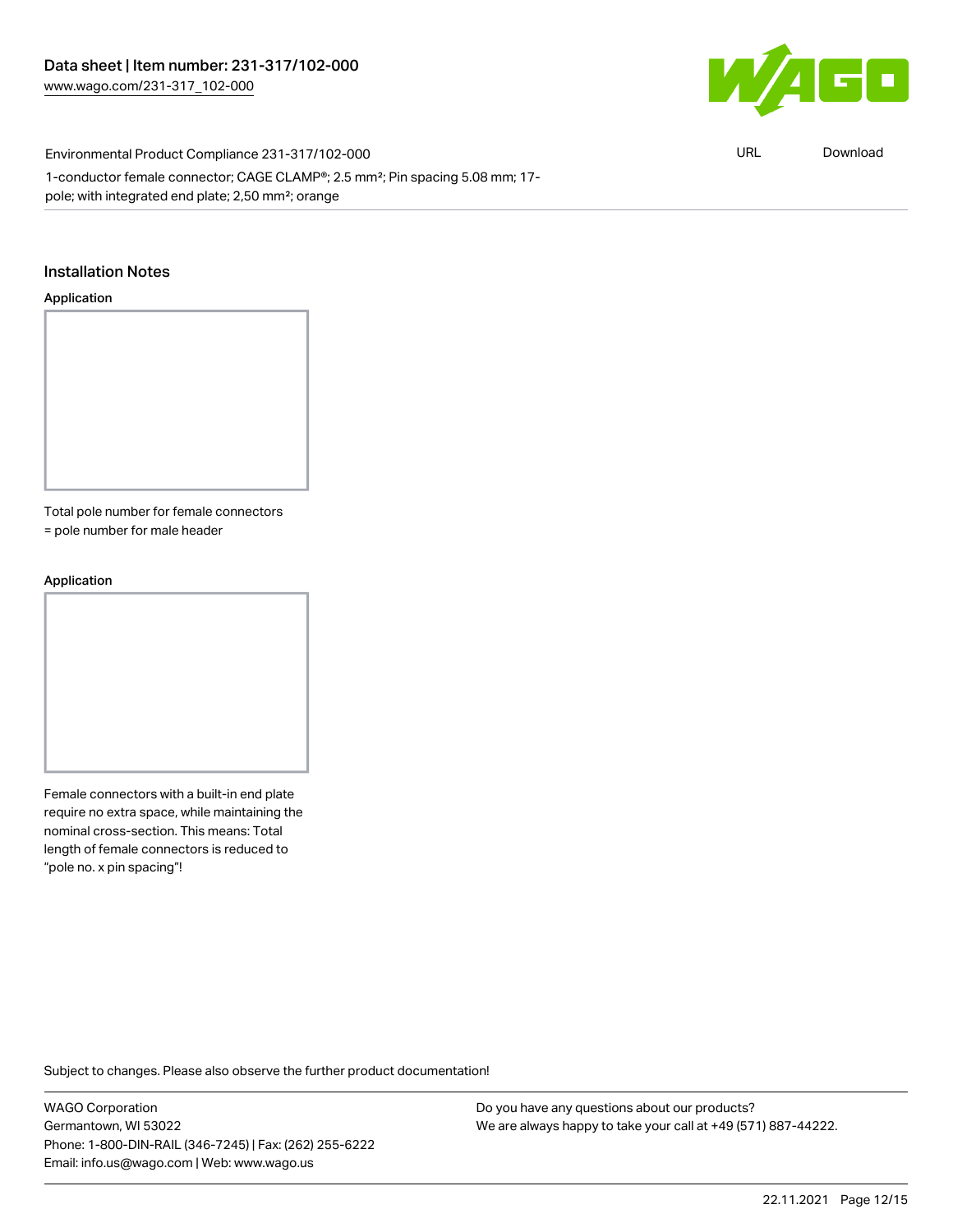Environmental Product Compliance 231-317/102-000

URL Download

1-conductor female connector; CAGE CLAMP®; 2.5 mm²; Pin spacing 5.08 mm; 17-pole; with integrated end plate; 2,50 mm²; orange

## Installation Notes

### Application

Total pole number for female connectors
= pole number for male header

### Application

Female connectors with a built-in end plate require no extra space, while maintaining the nominal cross-section. This means: Total length of female connectors is reduced to "pole no. x pin spacing"!

Subject to changes. Please also observe the further product documentation!

WAGO Corporation
Germantown, WI 53022
Phone: 1-800-DIN-RAIL (346-7245) | Fax: (262) 255-6222
Email: info.us@wago.com | Web: www.wago.us

Do you have any questions about our products?
We are always happy to take your call at +49 (571) 887-44222.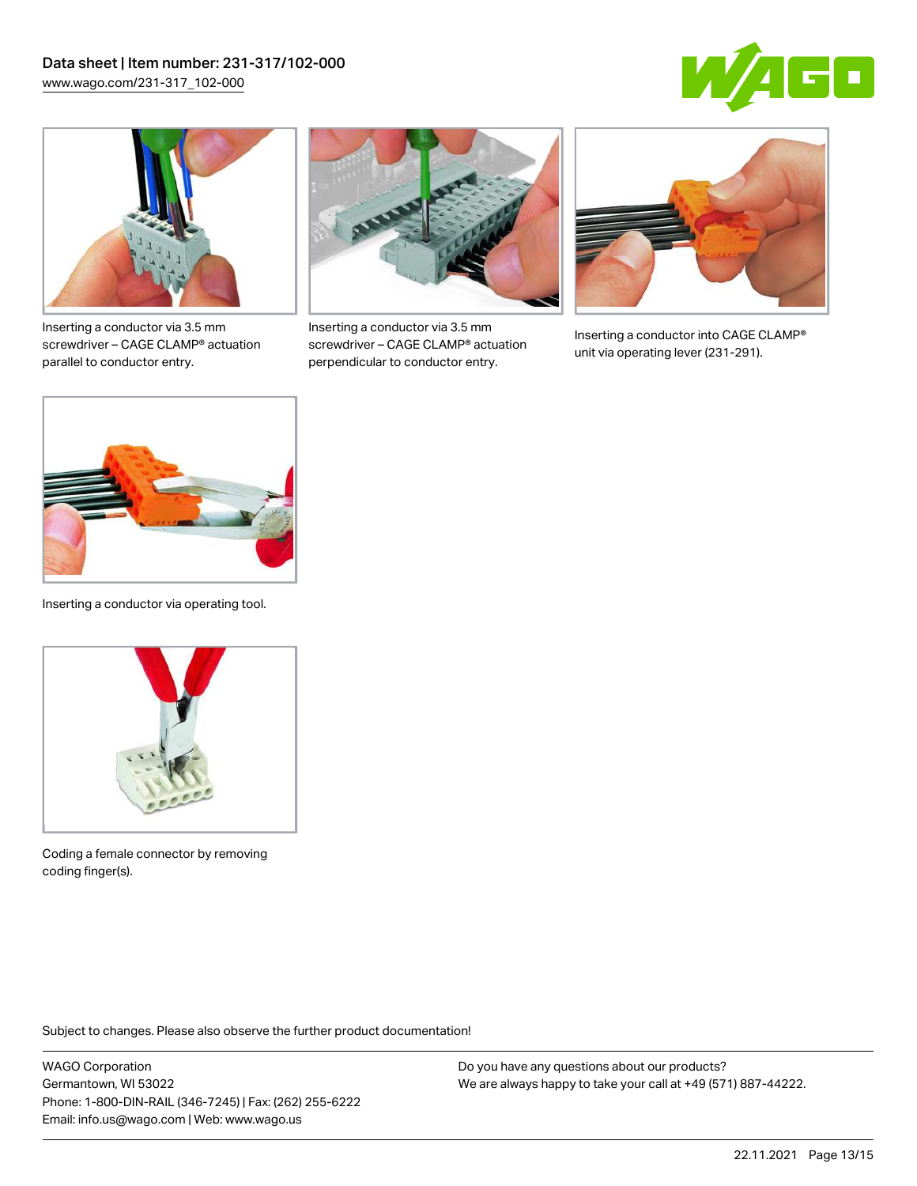Inserting a conductor via 3.5 mm screwdriver – CAGE CLAMP® actuation parallel to conductor entry.

Inserting a conductor via 3.5 mm screwdriver – CAGE CLAMP® actuation perpendicular to conductor entry.

Inserting a conductor into CAGE CLAMP® unit via operating lever (231-291).

Inserting a conductor via operating tool.

Coding a female connector by removing coding finger(s).

Subject to changes. Please also observe the further product documentation!

WAGO Corporation
Germantown, WI 53022
Phone: 1-800-DIN-RAIL (346-7245) | Fax: (262) 255-6222
Email: info.us@wago.com | Web: www.wago.us

Do you have any questions about our products?
We are always happy to take your call at +49 (571) 887-44222.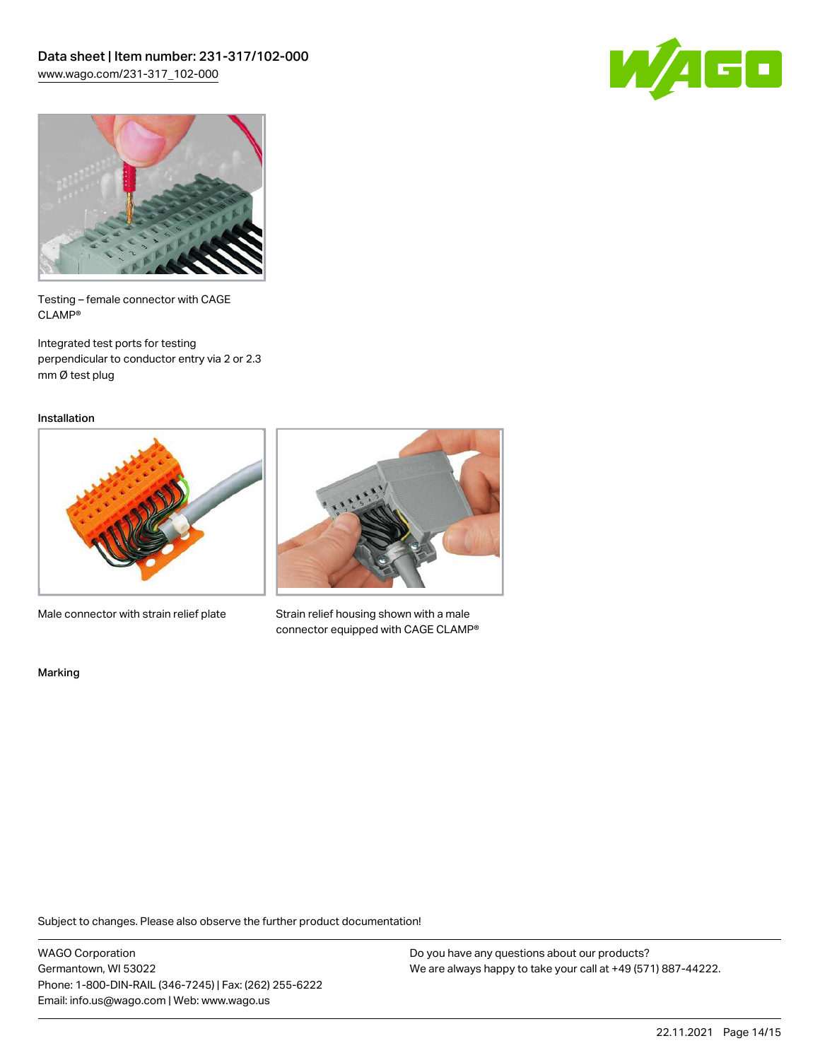Testing – female connector with CAGE CLAMP®

Integrated test ports for testing perpendicular to conductor entry via 2 or 2.3 mm Ø test plug

Installation

Male connector with strain relief plate

Strain relief housing shown with a male connector equipped with CAGE CLAMP®

Marking

Subject to changes. Please also observe the further product documentation!

WAGO Corporation
Germantown, WI 53022
Phone: 1-800-DIN-RAIL (346-7245) | Fax: (262) 255-6222
Email: info.us@wago.com | Web: www.wago.us

Do you have any questions about our products?
We are always happy to take your call at +49 (571) 887-44222.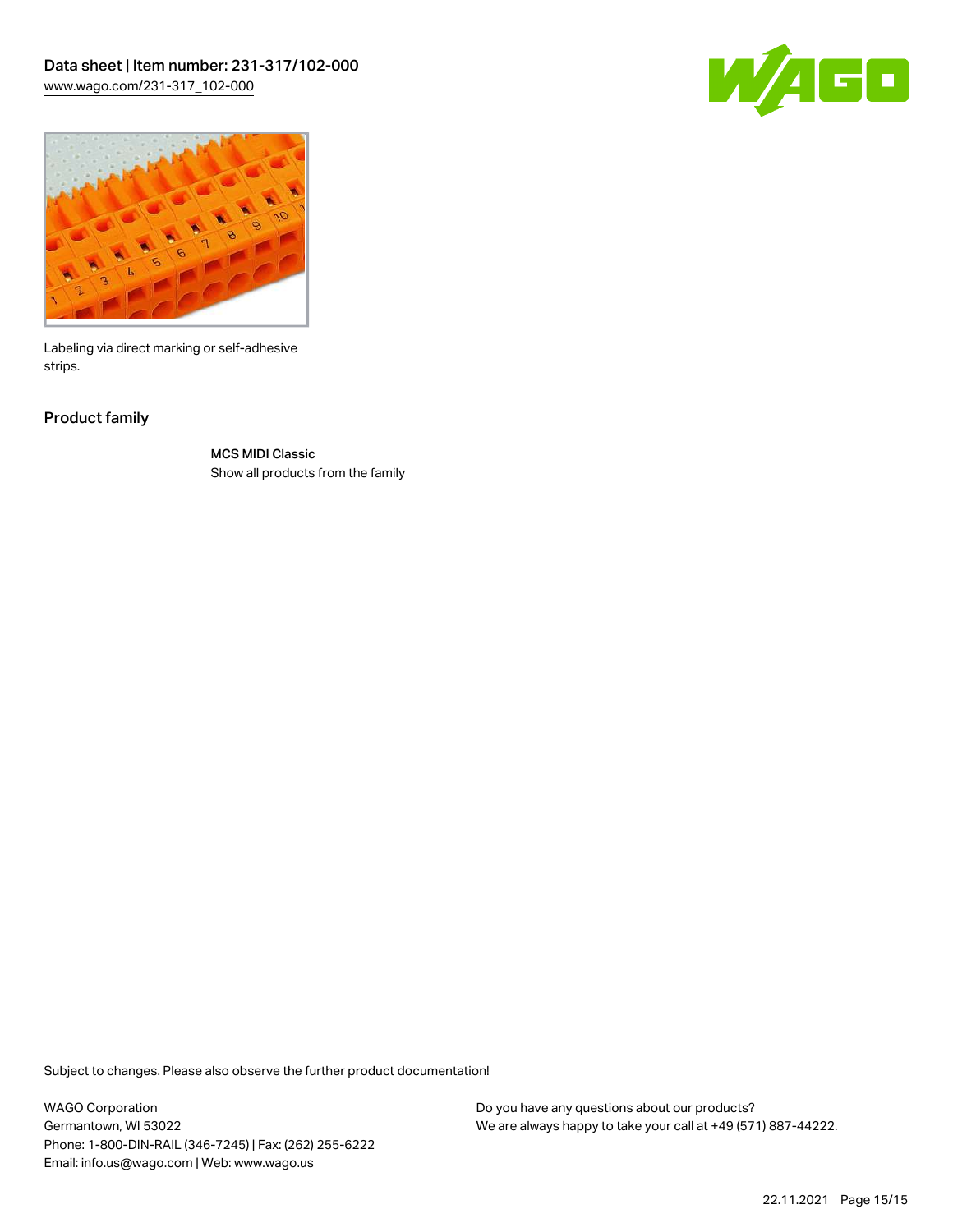Labeling via direct marking or self-adhesive strips.

## Product family

MCS MIDI Classic
Show all products from the family

Subject to changes. Please also observe the further product documentation!

WAGO Corporation
Germantown, WI 53022
Phone: 1-800-DIN-RAIL (346-7245) | Fax: (262) 255-6222
Email: info.us@wago.com | Web: www.wago.us

Do you have any questions about our products?
We are always happy to take your call at +49 (571) 887-44222.